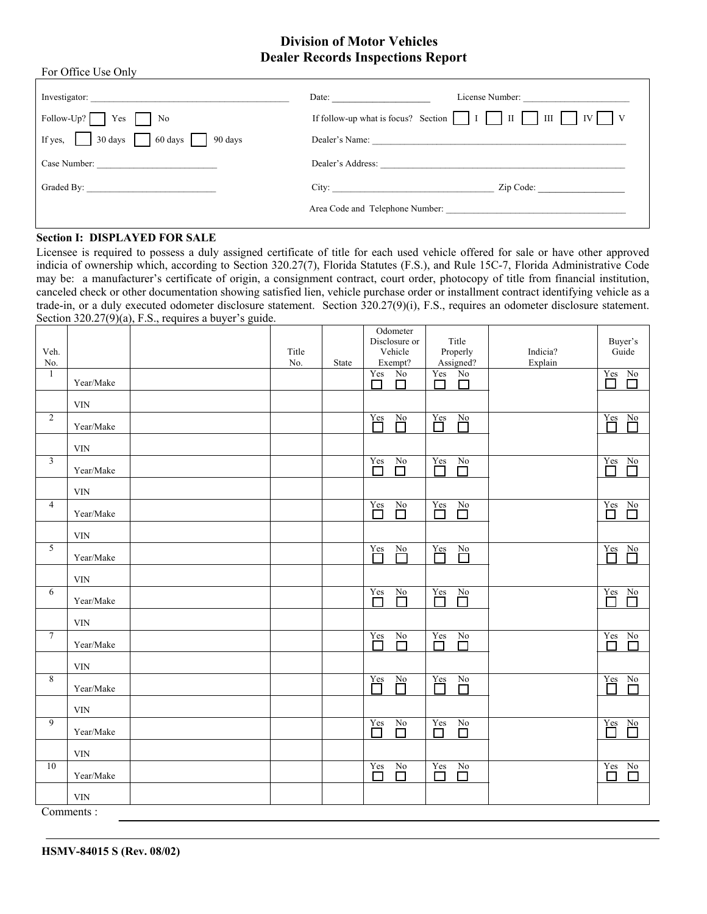# Division of Motor Vehicles
# Dealer Records Inspections Report

For Office Use Only

| | |
|---|---|
| Investigator: ______________________ | Date: ______________ License Number: ______________ |
| Follow-Up? ☐ Yes ☐ No | If follow-up what is focus? Section ☐ I ☐ II ☐ III ☐ IV ☐ V |
| If yes, ☐ 30 days ☐ 60 days ☐ 90 days | Dealer's Name: ______________________ |
| Case Number: ______________________ | Dealer's Address: ______________________ |
| Graded By: ______________________ | City: ______________________ Zip Code: ______________ |
| | Area Code and Telephone Number: ______________________ |

## Section I: DISPLAYED FOR SALE

Licensee is required to possess a duly assigned certificate of title for each used vehicle offered for sale or have other approved indicia of ownership which, according to Section 320.27(7), Florida Statutes (F.S.), and Rule 15C-7, Florida Administrative Code may be: a manufacturer's certificate of origin, a consignment contract, court order, photocopy of title from financial institution, canceled check or other documentation showing satisfied lien, vehicle purchase order or installment contract identifying vehicle as a trade-in, or a duly executed odometer disclosure statement. Section 320.27(9)(i), F.S., requires an odometer disclosure statement. Section 320.27(9)(a), F.S., requires a buyer's guide.

| Veh. No. | | | Title No. | State | Odometer Disclosure or Vehicle Exempt? | Title Properly Assigned? | Indicia? Explain | Buyer's Guide |
|---|---|---|---|---|---|---|---|---|
| 1 | Year/Make | | | | Yes ☐ No ☐ | Yes ☐ No ☐ | | Yes ☐ No ☐ |
| | VIN | | | | | | | |
| 2 | Year/Make | | | | Yes ☐ No ☐ | Yes ☐ No ☐ | | Yes ☐ No ☐ |
| | VIN | | | | | | | |
| 3 | Year/Make | | | | Yes ☐ No ☐ | Yes ☐ No ☐ | | Yes ☐ No ☐ |
| | VIN | | | | | | | |
| 4 | Year/Make | | | | Yes ☐ No ☐ | Yes ☐ No ☐ | | Yes ☐ No ☐ |
| | VIN | | | | | | | |
| 5 | Year/Make | | | | Yes ☐ No ☐ | Yes ☐ No ☐ | | Yes ☐ No ☐ |
| | VIN | | | | | | | |
| 6 | Year/Make | | | | Yes ☐ No ☐ | Yes ☐ No ☐ | | Yes ☐ No ☐ |
| | VIN | | | | | | | |
| 7 | Year/Make | | | | Yes ☐ No ☐ | Yes ☐ No ☐ | | Yes ☐ No ☐ |
| | VIN | | | | | | | |
| 8 | Year/Make | | | | Yes ☐ No ☐ | Yes ☐ No ☐ | | Yes ☐ No ☐ |
| | VIN | | | | | | | |
| 9 | Year/Make | | | | Yes ☐ No ☐ | Yes ☐ No ☐ | | Yes ☐ No ☐ |
| | VIN | | | | | | | |
| 10 | Year/Make | | | | Yes ☐ No ☐ | Yes ☐ No ☐ | | Yes ☐ No ☐ |
| | VIN | | | | | | | |

Comments : ______________________________________________

______________________________________________

**HSMV-84015 S (Rev. 08/02)**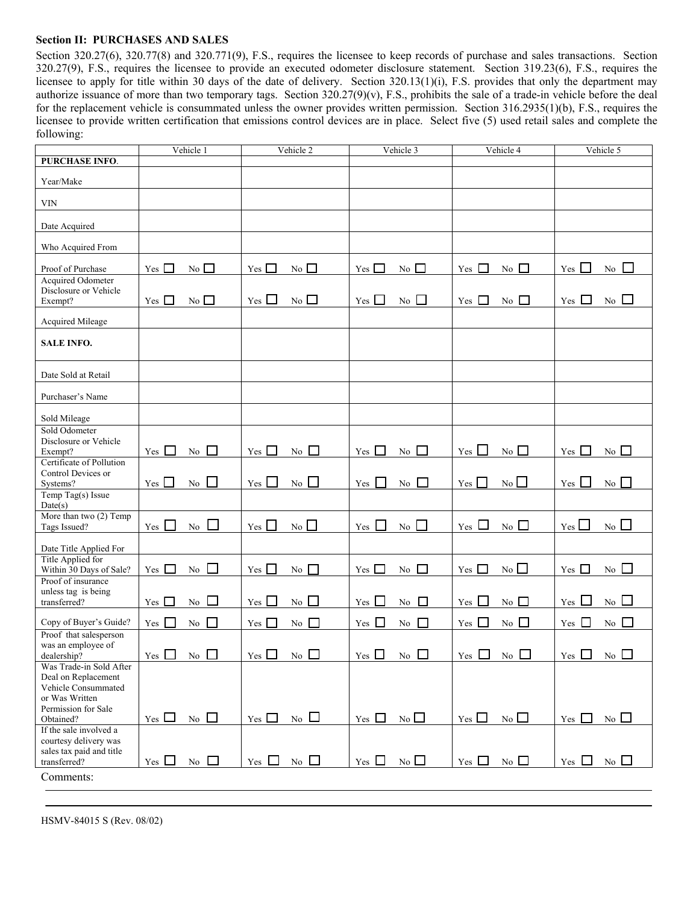**Section II: PURCHASES AND SALES**

Section 320.27(6), 320.77(8) and 320.771(9), F.S., requires the licensee to keep records of purchase and sales transactions. Section 320.27(9), F.S., requires the licensee to provide an executed odometer disclosure statement. Section 319.23(6), F.S., requires the licensee to apply for title within 30 days of the date of delivery. Section 320.13(1)(i), F.S. provides that only the department may authorize issuance of more than two temporary tags. Section 320.27(9)(v), F.S., prohibits the sale of a trade-in vehicle before the deal for the replacement vehicle is consummated unless the owner provides written permission. Section 316.2935(1)(b), F.S., requires the licensee to provide written certification that emissions control devices are in place. Select five (5) used retail sales and complete the following:

| | Vehicle 1 | Vehicle 2 | Vehicle 3 | Vehicle 4 | Vehicle 5 |
|---|---|---|---|---|---|
| **PURCHASE INFO.** | | | | | |
| Year/Make | | | | | |
| VIN | | | | | |
| Date Acquired | | | | | |
| Who Acquired From | | | | | |
| Proof of Purchase | Yes ☐ No ☐ | Yes ☐ No ☐ | Yes ☐ No ☐ | Yes ☐ No ☐ | Yes ☐ No ☐ |
| Acquired Odometer Disclosure or Vehicle Exempt? | Yes ☐ No ☐ | Yes ☐ No ☐ | Yes ☐ No ☐ | Yes ☐ No ☐ | Yes ☐ No ☐ |
| Acquired Mileage | | | | | |
| **SALE INFO.** | | | | | |
| Date Sold at Retail | | | | | |
| Purchaser's Name | | | | | |
| Sold Mileage | | | | | |
| Sold Odometer Disclosure or Vehicle Exempt? | Yes ☐ No ☐ | Yes ☐ No ☐ | Yes ☐ No ☐ | Yes ☐ No ☐ | Yes ☐ No ☐ |
| Certificate of Pollution Control Devices or Systems? | Yes ☐ No ☐ | Yes ☐ No ☐ | Yes ☐ No ☐ | Yes ☐ No ☐ | Yes ☐ No ☐ |
| Temp Tag(s) Issue Date(s) | | | | | |
| More than two (2) Temp Tags Issued? | Yes ☐ No ☐ | Yes ☐ No ☐ | Yes ☐ No ☐ | Yes ☐ No ☐ | Yes ☐ No ☐ |
| Date Title Applied For | | | | | |
| Title Applied for Within 30 Days of Sale? | Yes ☐ No ☐ | Yes ☐ No ☐ | Yes ☐ No ☐ | Yes ☐ No ☐ | Yes ☐ No ☐ |
| Proof of insurance unless tag is being transferred? | Yes ☐ No ☐ | Yes ☐ No ☐ | Yes ☐ No ☐ | Yes ☐ No ☐ | Yes ☐ No ☐ |
| Copy of Buyer's Guide? | Yes ☐ No ☐ | Yes ☐ No ☐ | Yes ☐ No ☐ | Yes ☐ No ☐ | Yes ☐ No ☐ |
| Proof that salesperson was an employee of dealership? | Yes ☐ No ☐ | Yes ☐ No ☐ | Yes ☐ No ☐ | Yes ☐ No ☐ | Yes ☐ No ☐ |
| Was Trade-in Sold After Deal on Replacement Vehicle Consummated or Was Written Permission for Sale Obtained? | Yes ☐ No ☐ | Yes ☐ No ☐ | Yes ☐ No ☐ | Yes ☐ No ☐ | Yes ☐ No ☐ |
| If the sale involved a courtesy delivery was sales tax paid and title transferred? | Yes ☐ No ☐ | Yes ☐ No ☐ | Yes ☐ No ☐ | Yes ☐ No ☐ | Yes ☐ No ☐ |

Comments:

HSMV-84015 S (Rev. 08/02)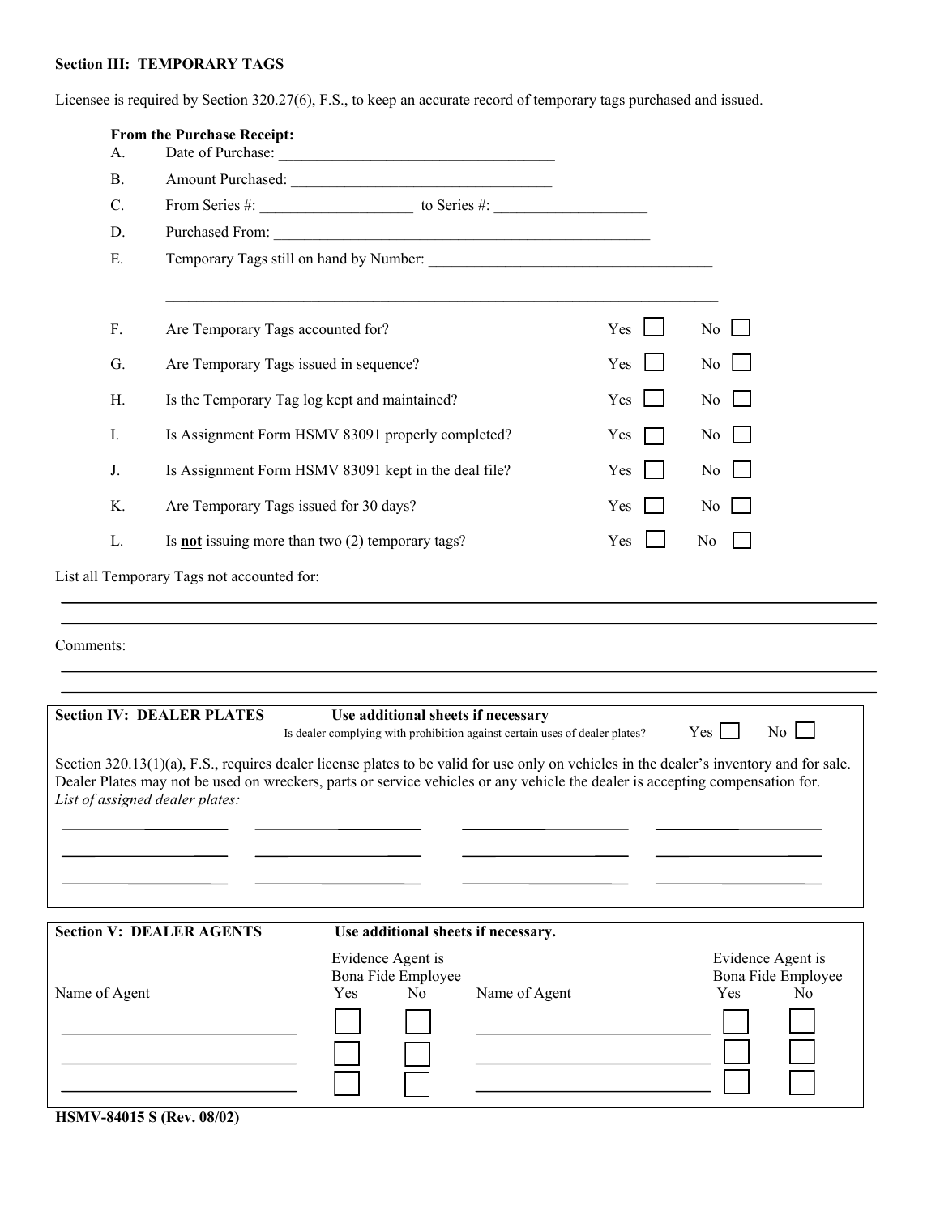## Section III: TEMPORARY TAGS

Licensee is required by Section 320.27(6), F.S., to keep an accurate record of temporary tags purchased and issued.

**From the Purchase Receipt:**

A. Date of Purchase: ___________________________________

B. Amount Purchased: __________________________________

C. From Series #: ____________________ to Series #: ____________________

D. Purchased From: ____________________________________________________

E. Temporary Tags still on hand by Number: ______________________________________

______________________________________________________________________________

| | | | |
|---|---|---|---|
| F. | Are Temporary Tags accounted for? | Yes ☐ | No ☐ |
| G. | Are Temporary Tags issued in sequence? | Yes ☐ | No ☐ |
| H. | Is the Temporary Tag log kept and maintained? | Yes ☐ | No ☐ |
| I. | Is Assignment Form HSMV 83091 properly completed? | Yes ☐ | No ☐ |
| J. | Is Assignment Form HSMV 83091 kept in the deal file? | Yes ☐ | No ☐ |
| K. | Are Temporary Tags issued for 30 days? | Yes ☐ | No ☐ |
| L. | Is **not** issuing more than two (2) temporary tags? | Yes ☐ | No ☐ |

List all Temporary Tags not accounted for:

______________________________________________________________________________

______________________________________________________________________________

Comments:

______________________________________________________________________________

______________________________________________________________________________

## Section IV: DEALER PLATES

**Use additional sheets if necessary**

Is dealer complying with prohibition against certain uses of dealer plates? Yes ☐ No ☐

Section 320.13(1)(a), F.S., requires dealer license plates to be valid for use only on vehicles in the dealer's inventory and for sale. Dealer Plates may not be used on wreckers, parts or service vehicles or any vehicle the dealer is accepting compensation for.

*List of assigned dealer plates:*

| | | | |
|---|---|---|---|
| ____________ | ____________ | ____________ | ____________ |
| ____________ | ____________ | ____________ | ____________ |
| ____________ | ____________ | ____________ | ____________ |

## Section V: DEALER AGENTS

**Use additional sheets if necessary.**

| Name of Agent | Evidence Agent is Bona Fide Employee: Yes | No | Name of Agent | Evidence Agent is Bona Fide Employee: Yes | No |
|---|---|---|---|---|---|
| ____________________ | ☐ | ☐ | ____________________ | ☐ | ☐ |
| ____________________ | ☐ | ☐ | ____________________ | ☐ | ☐ |
| ____________________ | ☐ | ☐ | ____________________ | ☐ | ☐ |

**HSMV-84015 S (Rev. 08/02)**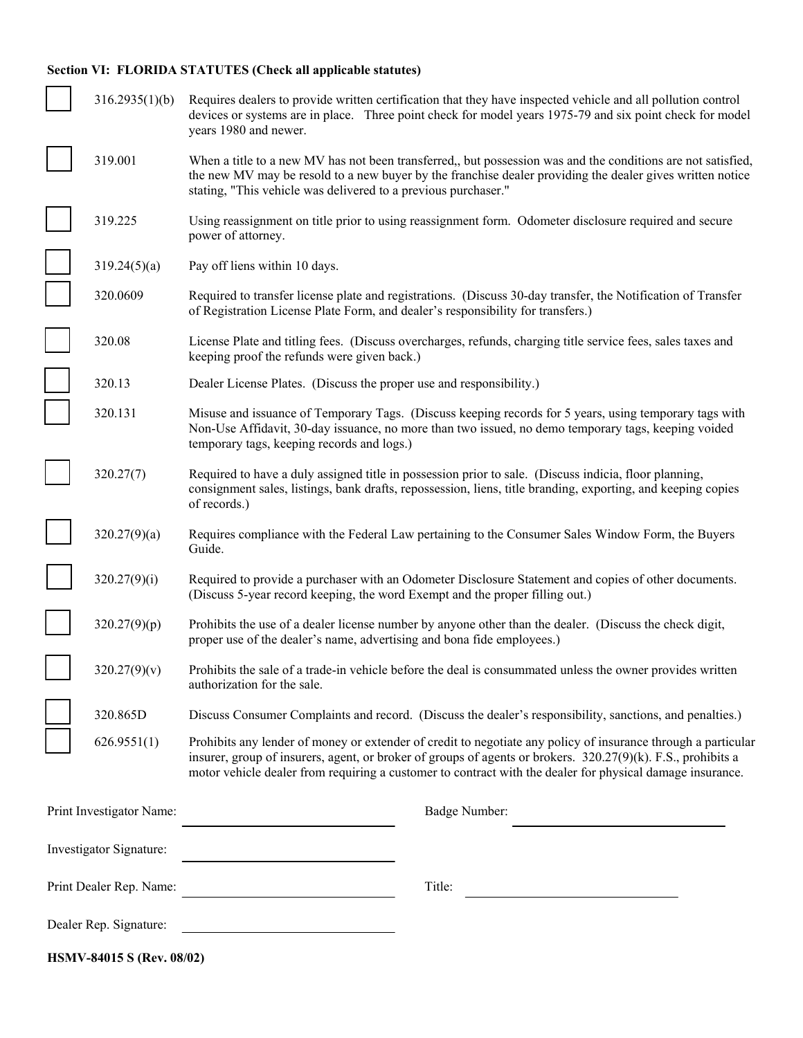**Section VI: FLORIDA STATUTES (Check all applicable statutes)**

| | | |
|---|---|---|
| ☐ | 316.2935(1)(b) | Requires dealers to provide written certification that they have inspected vehicle and all pollution control devices or systems are in place. Three point check for model years 1975-79 and six point check for model years 1980 and newer. |
| ☐ | 319.001 | When a title to a new MV has not been transferred,, but possession was and the conditions are not satisfied, the new MV may be resold to a new buyer by the franchise dealer providing the dealer gives written notice stating, "This vehicle was delivered to a previous purchaser." |
| ☐ | 319.225 | Using reassignment on title prior to using reassignment form. Odometer disclosure required and secure power of attorney. |
| ☐ | 319.24(5)(a) | Pay off liens within 10 days. |
| ☐ | 320.0609 | Required to transfer license plate and registrations. (Discuss 30-day transfer, the Notification of Transfer of Registration License Plate Form, and dealer's responsibility for transfers.) |
| ☐ | 320.08 | License Plate and titling fees. (Discuss overcharges, refunds, charging title service fees, sales taxes and keeping proof the refunds were given back.) |
| ☐ | 320.13 | Dealer License Plates. (Discuss the proper use and responsibility.) |
| ☐ | 320.131 | Misuse and issuance of Temporary Tags. (Discuss keeping records for 5 years, using temporary tags with Non-Use Affidavit, 30-day issuance, no more than two issued, no demo temporary tags, keeping voided temporary tags, keeping records and logs.) |
| ☐ | 320.27(7) | Required to have a duly assigned title in possession prior to sale. (Discuss indicia, floor planning, consignment sales, listings, bank drafts, repossession, liens, title branding, exporting, and keeping copies of records.) |
| ☐ | 320.27(9)(a) | Requires compliance with the Federal Law pertaining to the Consumer Sales Window Form, the Buyers Guide. |
| ☐ | 320.27(9)(i) | Required to provide a purchaser with an Odometer Disclosure Statement and copies of other documents. (Discuss 5-year record keeping, the word Exempt and the proper filling out.) |
| ☐ | 320.27(9)(p) | Prohibits the use of a dealer license number by anyone other than the dealer. (Discuss the check digit, proper use of the dealer's name, advertising and bona fide employees.) |
| ☐ | 320.27(9)(v) | Prohibits the sale of a trade-in vehicle before the deal is consummated unless the owner provides written authorization for the sale. |
| ☐ | 320.865D | Discuss Consumer Complaints and record. (Discuss the dealer's responsibility, sanctions, and penalties.) |
| ☐ | 626.9551(1) | Prohibits any lender of money or extender of credit to negotiate any policy of insurance through a particular insurer, group of insurers, agent, or broker of groups of agents or brokers. 320.27(9)(k). F.S., prohibits a motor vehicle dealer from requiring a customer to contract with the dealer for physical damage insurance. |

Print Investigator Name: ______________________ Badge Number: ______________________

Investigator Signature: ______________________

Print Dealer Rep. Name: ______________________ Title: ______________________

Dealer Rep. Signature: ______________________

**HSMV-84015 S (Rev. 08/02)**